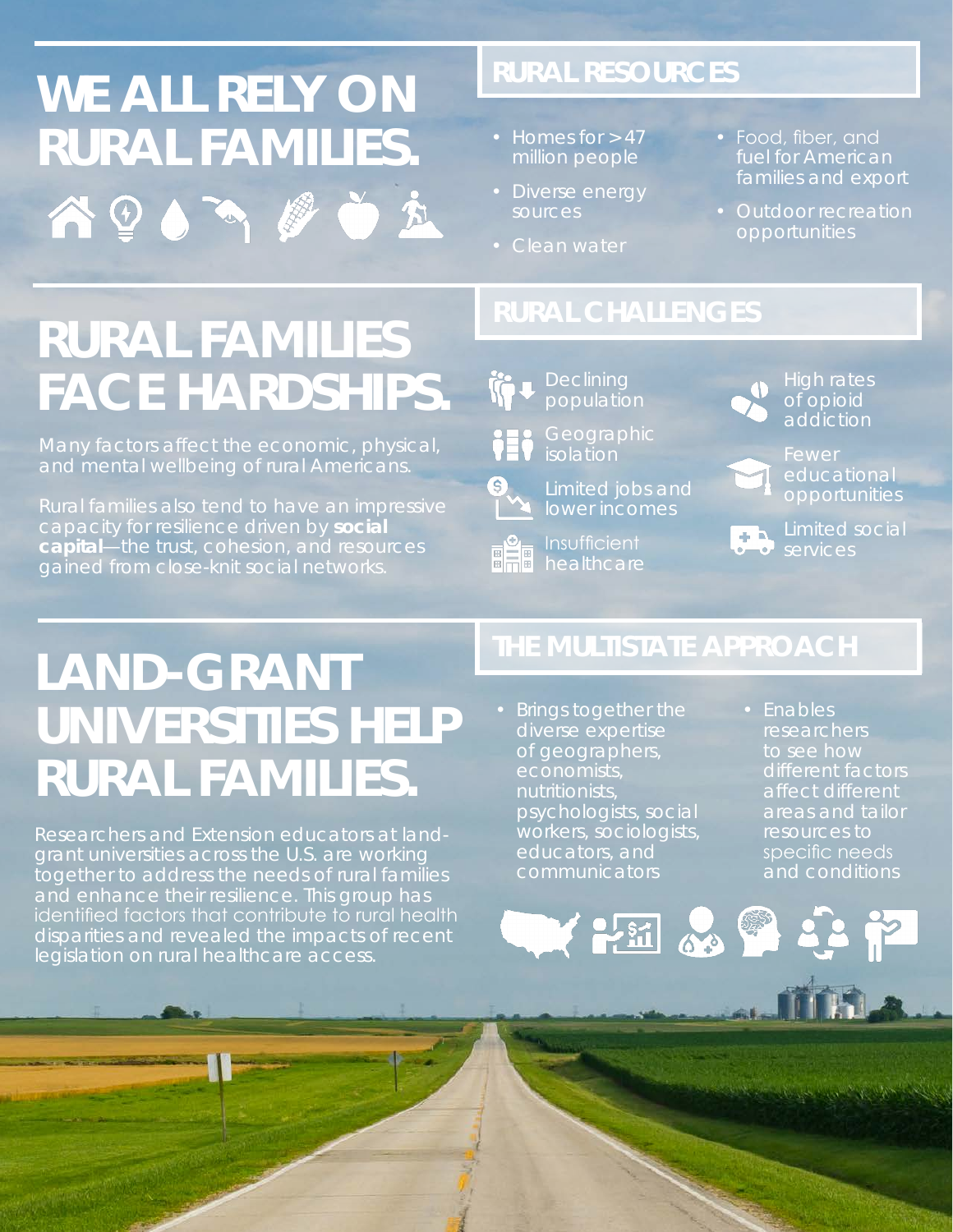# WE ALL RELY ON RURAL FAMILIES.

## RURAL RESOURCES

- Homes for >47 million people
- Diverse energy sources
- Clean water
- Food, fiber, and fuel for American families and export
- Outdoor recreation opportunities

# RURAL FAMILIES FACE HARDSHIPS.

Many factors affect the economic, physical, and mental wellbeing of rural Americans.

Rural families also tend to have an impressive capacity for resilience driven by **social capital**—the trust, cohesion, and resources gained from close-knit social networks.

## RURAL CHALLENGES

- Declining population
- Geographic isolation
- Limited jobs and lower incomes
- Insufficient healthcare
- High rates of opioid addiction
- Fewer educational opportunities
- Limited social services

# LAND-GRANT UNIVERSITIES HELP RURAL FAMILIES.

Researchers and Extension educators at land-grant universities across the U.S. are working together to address the needs of rural families and enhance their resilience. This group has identified factors that contribute to rural health disparities and revealed the impacts of recent legislation on rural healthcare access.

## THE MULTISTATE APPROACH

- Brings together the diverse expertise of geographers, economists, nutritionists, psychologists, social workers, sociologists, educators, and communicators
- Enables researchers to see how different factors affect different areas and tailor resources to specific needs and conditions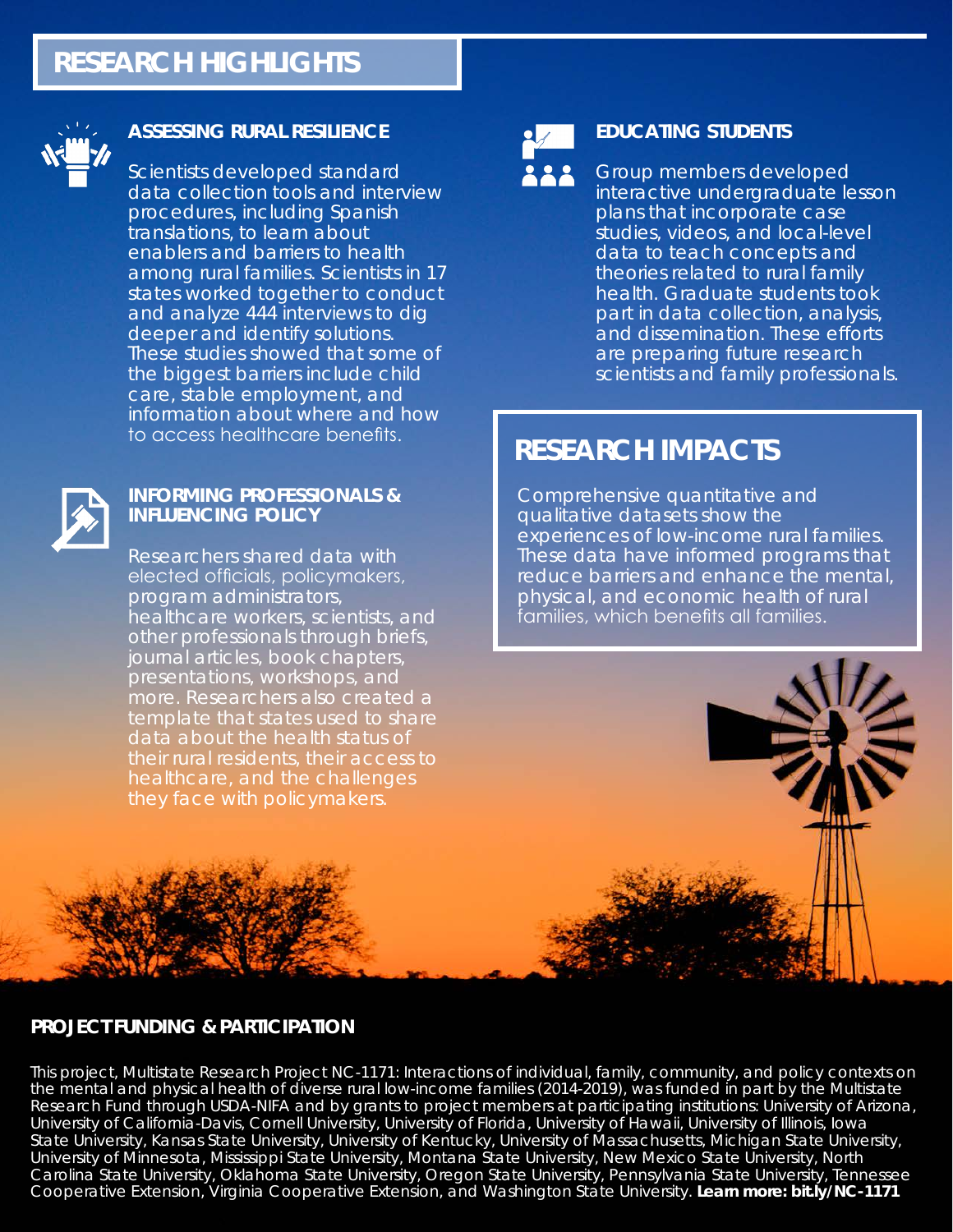# RESEARCH HIGHLIGHTS

### ASSESSING RURAL RESILIENCE

Scientists developed standard data collection tools and interview procedures, including Spanish translations, to learn about enablers and barriers to health among rural families. Scientists in 17 states worked together to conduct and analyze 444 interviews to dig deeper and identify solutions. These studies showed that some of the biggest barriers include child care, stable employment, and information about where and how to access healthcare benefits.

### INFORMING PROFESSIONALS & INFLUENCING POLICY

Researchers shared data with elected officials, policymakers, program administrators, healthcare workers, scientists, and other professionals through briefs, journal articles, book chapters, presentations, workshops, and more. Researchers also created a template that states used to share data about the health status of their rural residents, their access to healthcare, and the challenges they face with policymakers.

### EDUCATING STUDENTS

Group members developed interactive undergraduate lesson plans that incorporate case studies, videos, and local-level data to teach concepts and theories related to rural family health. Graduate students took part in data collection, analysis, and dissemination. These efforts are preparing future research scientists and family professionals.

## RESEARCH IMPACTS

Comprehensive quantitative and qualitative datasets show the experiences of low-income rural families. These data have informed programs that reduce barriers and enhance the mental, physical, and economic health of rural families, which benefits all families.

### PROJECT FUNDING & PARTICIPATION

This project, Multistate Research Project NC-1171: Interactions of individual, family, community, and policy contexts on the mental and physical health of diverse rural low-income families (2014-2019), was funded in part by the Multistate Research Fund through USDA-NIFA and by grants to project members at participating institutions: University of Arizona, University of California-Davis, Cornell University, University of Florida, University of Hawaii, University of Illinois, Iowa State University, Kansas State University, University of Kentucky, University of Massachusetts, Michigan State University, University of Minnesota, Mississippi State University, Montana State University, New Mexico State University, North Carolina State University, Oklahoma State University, Oregon State University, Pennsylvania State University, Tennessee Cooperative Extension, Virginia Cooperative Extension, and Washington State University. **Learn more: bit.ly/NC-1171**